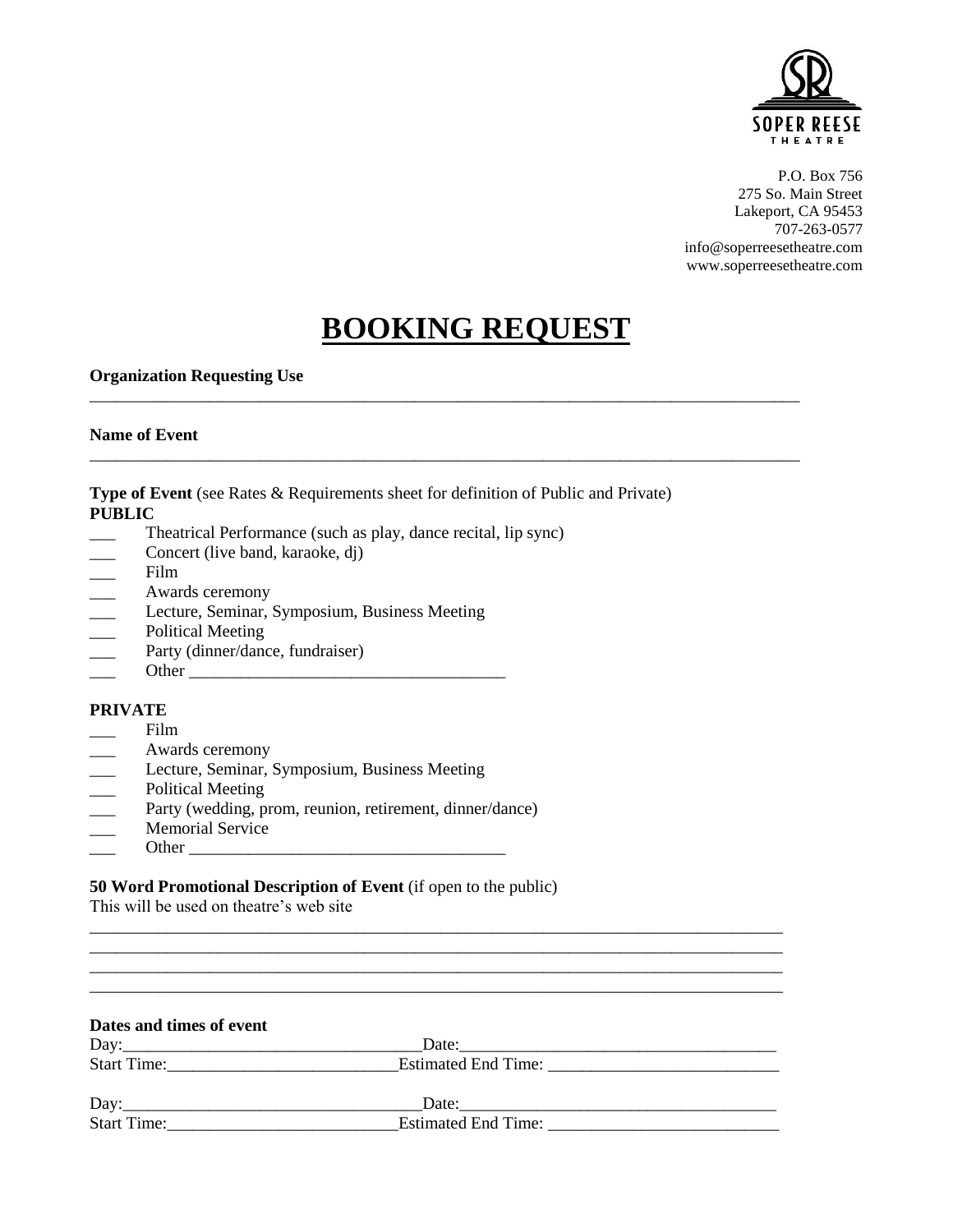SOPER REESE
THEATRE

P.O. Box 756
275 So. Main Street
Lakeport, CA 95453
707-263-0577
info@soperreesetheatre.com
www.soperreesetheatre.com

# BOOKING REQUEST

**Organization Requesting Use**

_______________________________________________________________________________

**Name of Event**

_______________________________________________________________________________

**Type of Event** (see Rates & Requirements sheet for definition of Public and Private)

**PUBLIC**

- ___ Theatrical Performance (such as play, dance recital, lip sync)
- ___ Concert (live band, karaoke, dj)
- ___ Film
- ___ Awards ceremony
- ___ Lecture, Seminar, Symposium, Business Meeting
- ___ Political Meeting
- ___ Party (dinner/dance, fundraiser)
- ___ Other ____________________________________

**PRIVATE**

- ___ Film
- ___ Awards ceremony
- ___ Lecture, Seminar, Symposium, Business Meeting
- ___ Political Meeting
- ___ Party (wedding, prom, reunion, retirement, dinner/dance)
- ___ Memorial Service
- ___ Other ____________________________________

**50 Word Promotional Description of Event** (if open to the public)

This will be used on theatre's web site

_______________________________________________________________________________
_______________________________________________________________________________
_______________________________________________________________________________
_______________________________________________________________________________

**Dates and times of event**

Day:_________________________________Date:_____________________________________
Start Time:__________________________Estimated End Time: ___________________________

Day:_________________________________Date:_____________________________________
Start Time:__________________________Estimated End Time: ___________________________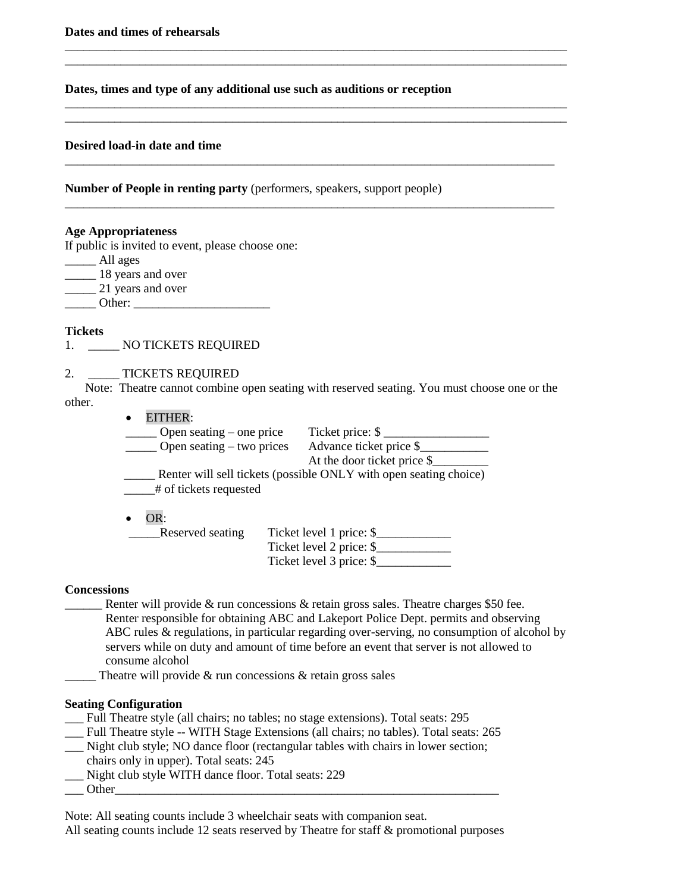**Dates and times of rehearsals**

______________________________________________________________________________

______________________________________________________________________________

**Dates, times and type of any additional use such as auditions or reception**

______________________________________________________________________________

______________________________________________________________________________

**Desired load-in date and time**

_____________________________________________________________________________

**Number of People in renting party** (performers, speakers, support people)

_____________________________________________________________________________

**Age Appropriateness**

If public is invited to event, please choose one:

_____ All ages
_____ 18 years and over
_____ 21 years and over
_____ Other: ______________________

**Tickets**

1. _____ NO TICKETS REQUIRED

2. _____ TICKETS REQUIRED

Note: Theatre cannot combine open seating with reserved seating. You must choose one or the other.

- EITHER:

  _____ Open seating – one price    Ticket price: $ _________________
  _____ Open seating – two prices    Advance ticket price $___________
                                                          At the door ticket price $_________
  _____ Renter will sell tickets (possible ONLY with open seating choice)
  _____# of tickets requested

- OR:

  _____Reserved seating    Ticket level 1 price: $____________
                                          Ticket level 2 price: $____________
                                          Ticket level 3 price: $____________

**Concessions**

______ Renter will provide & run concessions & retain gross sales. Theatre charges $50 fee. Renter responsible for obtaining ABC and Lakeport Police Dept. permits and observing ABC rules & regulations, in particular regarding over-serving, no consumption of alcohol by servers while on duty and amount of time before an event that server is not allowed to consume alcohol

_____ Theatre will provide & run concessions & retain gross sales

**Seating Configuration**

___ Full Theatre style (all chairs; no tables; no stage extensions). Total seats: 295
___ Full Theatre style -- WITH Stage Extensions (all chairs; no tables). Total seats: 265
___ Night club style; NO dance floor (rectangular tables with chairs in lower section; chairs only in upper). Total seats: 245
___ Night club style WITH dance floor. Total seats: 229
___ Other_________________________________________________________________

Note: All seating counts include 3 wheelchair seats with companion seat.
All seating counts include 12 seats reserved by Theatre for staff & promotional purposes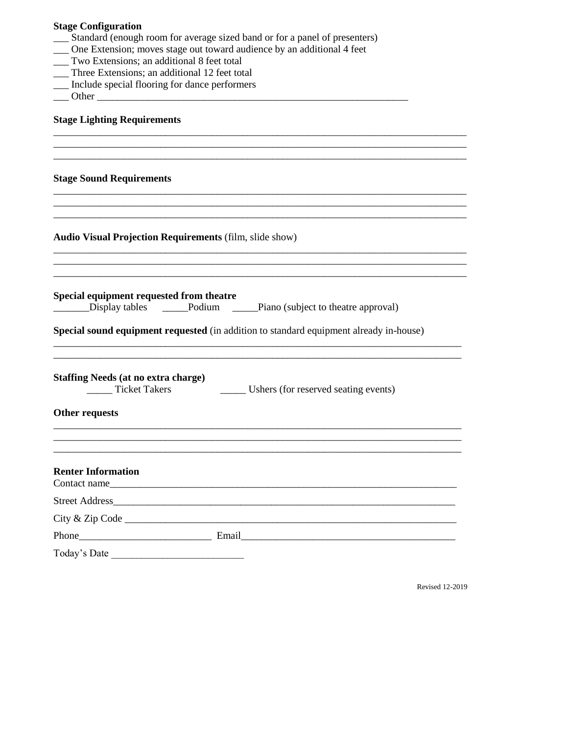**Stage Configuration**

___ Standard (enough room for average sized band or for a panel of presenters)
___ One Extension; moves stage out toward audience by an additional 4 feet
___ Two Extensions; an additional 8 feet total
___ Three Extensions; an additional 12 feet total
___ Include special flooring for dance performers
___ Other ___________________________________________________________

**Stage Lighting Requirements**

_______________________________________________________________________________
_______________________________________________________________________________
_______________________________________________________________________________

**Stage Sound Requirements**

_______________________________________________________________________________
_______________________________________________________________________________
_______________________________________________________________________________

**Audio Visual Projection Requirements** (film, slide show)

_______________________________________________________________________________
_______________________________________________________________________________
_______________________________________________________________________________

**Special equipment requested from theatre**

_______Display tables _____Podium _____Piano (subject to theatre approval)

**Special sound equipment requested** (in addition to standard equipment already in-house)

_______________________________________________________________________________
_______________________________________________________________________________

**Staffing Needs (at no extra charge)**

_____ Ticket Takers _____ Ushers (for reserved seating events)

**Other requests**

_______________________________________________________________________________
_______________________________________________________________________________
_______________________________________________________________________________

**Renter Information**

Contact name___________________________________________________________________

Street Address_________________________________________________________________

City & Zip Code _______________________________________________________________

Phone_________________________ Email__________________________________________

Today's Date _________________________

Revised 12-2019